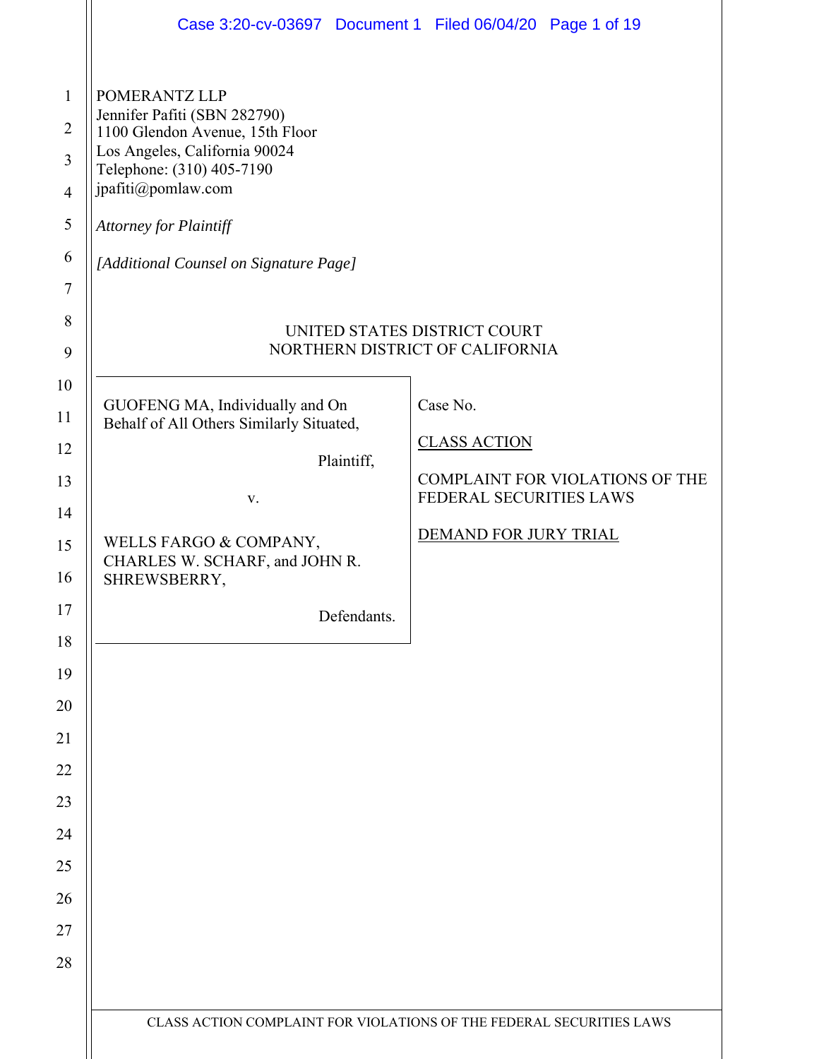POMERANTZ LLP
Jennifer Pafiti (SBN 282790)
1100 Glendon Avenue, 15th Floor
Los Angeles, California 90024
Telephone: (310) 405-7190
jpafiti@pomlaw.com

*Attorney for Plaintiff*

*[Additional Counsel on Signature Page]*

UNITED STATES DISTRICT COURT
NORTHERN DISTRICT OF CALIFORNIA

| | |
|---|---|
| GUOFENG MA, Individually and On Behalf of All Others Similarly Situated,<br><br>Plaintiff,<br><br>v.<br><br>WELLS FARGO & COMPANY, CHARLES W. SCHARF, and JOHN R. SHREWSBERRY,<br><br>Defendants. | Case No.<br><br><u>CLASS ACTION</u><br><br>COMPLAINT FOR VIOLATIONS OF THE FEDERAL SECURITIES LAWS<br><br><u>DEMAND FOR JURY TRIAL</u> |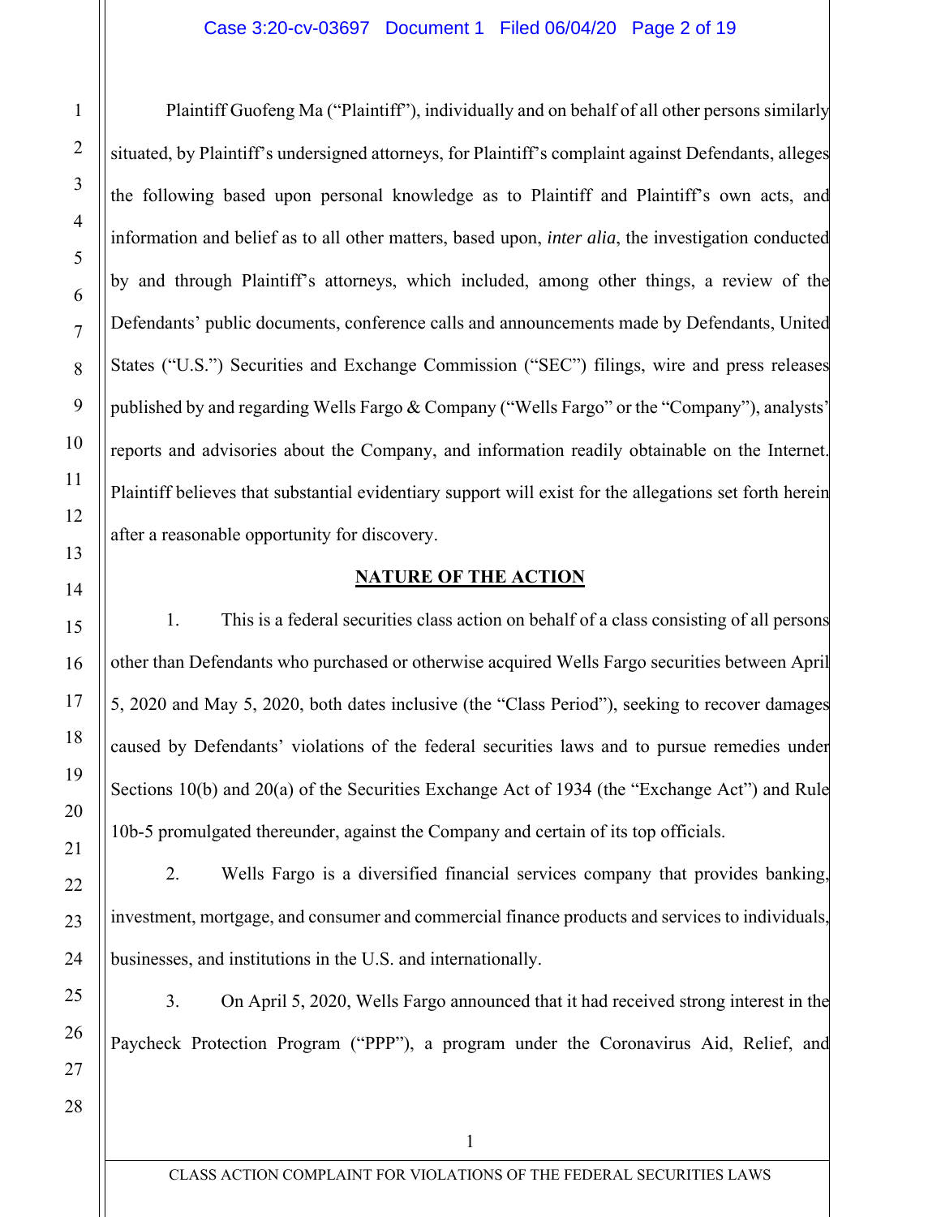Plaintiff Guofeng Ma ("Plaintiff"), individually and on behalf of all other persons similarly situated, by Plaintiff's undersigned attorneys, for Plaintiff's complaint against Defendants, alleges the following based upon personal knowledge as to Plaintiff and Plaintiff's own acts, and information and belief as to all other matters, based upon, *inter alia*, the investigation conducted by and through Plaintiff's attorneys, which included, among other things, a review of the Defendants' public documents, conference calls and announcements made by Defendants, United States ("U.S.") Securities and Exchange Commission ("SEC") filings, wire and press releases published by and regarding Wells Fargo & Company ("Wells Fargo" or the "Company"), analysts' reports and advisories about the Company, and information readily obtainable on the Internet. Plaintiff believes that substantial evidentiary support will exist for the allegations set forth herein after a reasonable opportunity for discovery.

## NATURE OF THE ACTION

1. This is a federal securities class action on behalf of a class consisting of all persons other than Defendants who purchased or otherwise acquired Wells Fargo securities between April 5, 2020 and May 5, 2020, both dates inclusive (the "Class Period"), seeking to recover damages caused by Defendants' violations of the federal securities laws and to pursue remedies under Sections 10(b) and 20(a) of the Securities Exchange Act of 1934 (the "Exchange Act") and Rule 10b-5 promulgated thereunder, against the Company and certain of its top officials.

2. Wells Fargo is a diversified financial services company that provides banking, investment, mortgage, and consumer and commercial finance products and services to individuals, businesses, and institutions in the U.S. and internationally.

3. On April 5, 2020, Wells Fargo announced that it had received strong interest in the Paycheck Protection Program ("PPP"), a program under the Coronavirus Aid, Relief, and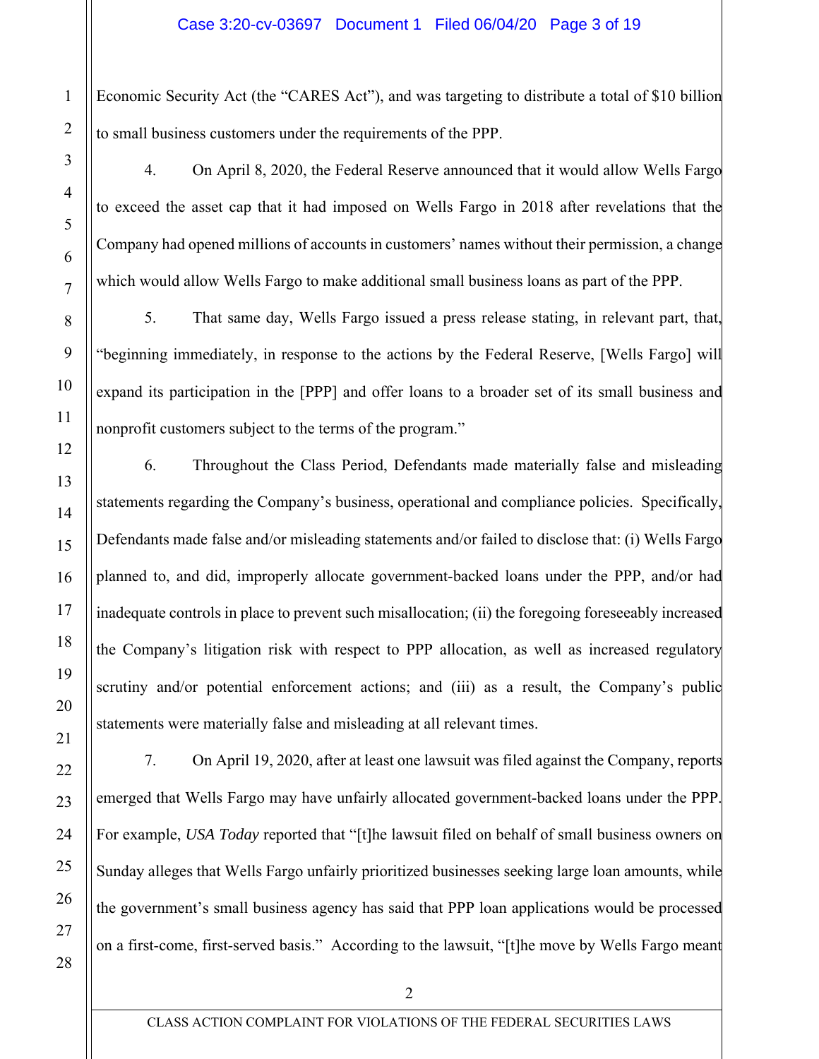Economic Security Act (the "CARES Act"), and was targeting to distribute a total of $10 billion to small business customers under the requirements of the PPP.

4. On April 8, 2020, the Federal Reserve announced that it would allow Wells Fargo to exceed the asset cap that it had imposed on Wells Fargo in 2018 after revelations that the Company had opened millions of accounts in customers' names without their permission, a change which would allow Wells Fargo to make additional small business loans as part of the PPP.

5. That same day, Wells Fargo issued a press release stating, in relevant part, that, "beginning immediately, in response to the actions by the Federal Reserve, [Wells Fargo] will expand its participation in the [PPP] and offer loans to a broader set of its small business and nonprofit customers subject to the terms of the program."

6. Throughout the Class Period, Defendants made materially false and misleading statements regarding the Company's business, operational and compliance policies. Specifically, Defendants made false and/or misleading statements and/or failed to disclose that: (i) Wells Fargo planned to, and did, improperly allocate government-backed loans under the PPP, and/or had inadequate controls in place to prevent such misallocation; (ii) the foregoing foreseeably increased the Company's litigation risk with respect to PPP allocation, as well as increased regulatory scrutiny and/or potential enforcement actions; and (iii) as a result, the Company's public statements were materially false and misleading at all relevant times.

7. On April 19, 2020, after at least one lawsuit was filed against the Company, reports emerged that Wells Fargo may have unfairly allocated government-backed loans under the PPP. For example, *USA Today* reported that "[t]he lawsuit filed on behalf of small business owners on Sunday alleges that Wells Fargo unfairly prioritized businesses seeking large loan amounts, while the government's small business agency has said that PPP loan applications would be processed on a first-come, first-served basis." According to the lawsuit, "[t]he move by Wells Fargo meant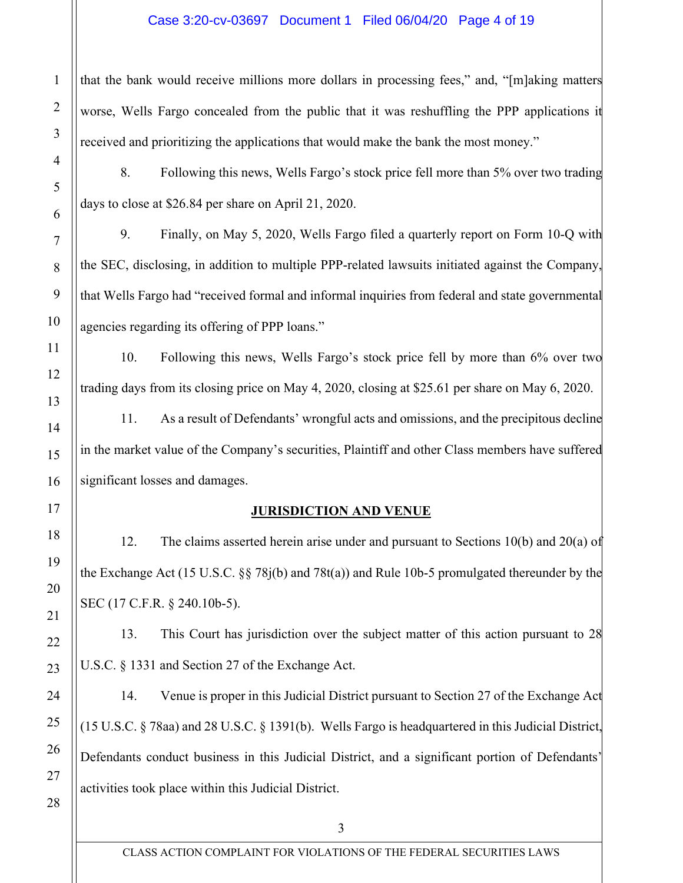that the bank would receive millions more dollars in processing fees," and, "[m]aking matters worse, Wells Fargo concealed from the public that it was reshuffling the PPP applications it received and prioritizing the applications that would make the bank the most money."

8. Following this news, Wells Fargo's stock price fell more than 5% over two trading days to close at $26.84 per share on April 21, 2020.

9. Finally, on May 5, 2020, Wells Fargo filed a quarterly report on Form 10-Q with the SEC, disclosing, in addition to multiple PPP-related lawsuits initiated against the Company, that Wells Fargo had "received formal and informal inquiries from federal and state governmental agencies regarding its offering of PPP loans."

10. Following this news, Wells Fargo's stock price fell by more than 6% over two trading days from its closing price on May 4, 2020, closing at $25.61 per share on May 6, 2020.

11. As a result of Defendants' wrongful acts and omissions, and the precipitous decline in the market value of the Company's securities, Plaintiff and other Class members have suffered significant losses and damages.

## JURISDICTION AND VENUE

12. The claims asserted herein arise under and pursuant to Sections 10(b) and 20(a) of the Exchange Act (15 U.S.C. §§ 78j(b) and 78t(a)) and Rule 10b-5 promulgated thereunder by the SEC (17 C.F.R. § 240.10b-5).

13. This Court has jurisdiction over the subject matter of this action pursuant to 28 U.S.C. § 1331 and Section 27 of the Exchange Act.

14. Venue is proper in this Judicial District pursuant to Section 27 of the Exchange Act (15 U.S.C. § 78aa) and 28 U.S.C. § 1391(b). Wells Fargo is headquartered in this Judicial District, Defendants conduct business in this Judicial District, and a significant portion of Defendants' activities took place within this Judicial District.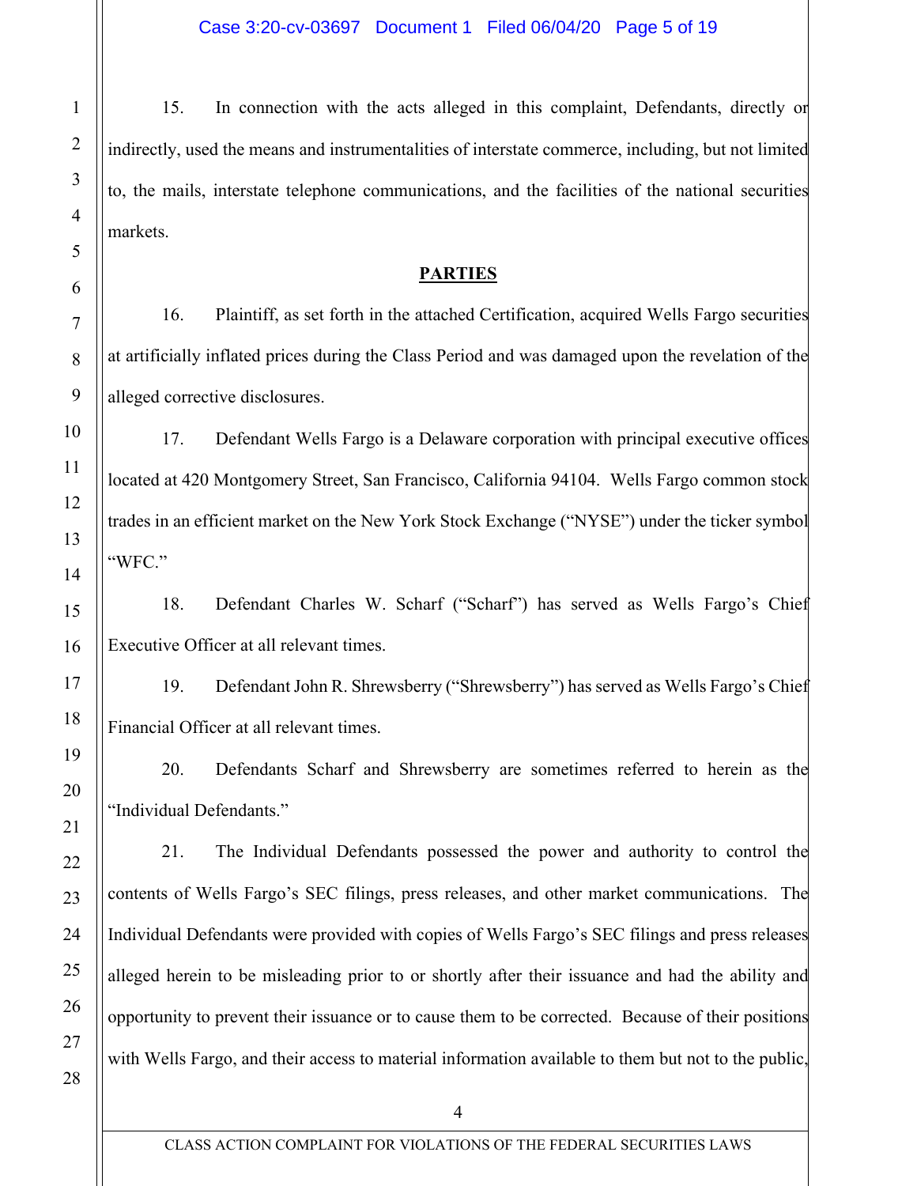15. In connection with the acts alleged in this complaint, Defendants, directly or indirectly, used the means and instrumentalities of interstate commerce, including, but not limited to, the mails, interstate telephone communications, and the facilities of the national securities markets.

## PARTIES

16. Plaintiff, as set forth in the attached Certification, acquired Wells Fargo securities at artificially inflated prices during the Class Period and was damaged upon the revelation of the alleged corrective disclosures.

17. Defendant Wells Fargo is a Delaware corporation with principal executive offices located at 420 Montgomery Street, San Francisco, California 94104. Wells Fargo common stock trades in an efficient market on the New York Stock Exchange ("NYSE") under the ticker symbol "WFC."

18. Defendant Charles W. Scharf ("Scharf") has served as Wells Fargo's Chief Executive Officer at all relevant times.

19. Defendant John R. Shrewsberry ("Shrewsberry") has served as Wells Fargo's Chief Financial Officer at all relevant times.

20. Defendants Scharf and Shrewsberry are sometimes referred to herein as the "Individual Defendants."

21. The Individual Defendants possessed the power and authority to control the contents of Wells Fargo's SEC filings, press releases, and other market communications. The Individual Defendants were provided with copies of Wells Fargo's SEC filings and press releases alleged herein to be misleading prior to or shortly after their issuance and had the ability and opportunity to prevent their issuance or to cause them to be corrected. Because of their positions with Wells Fargo, and their access to material information available to them but not to the public,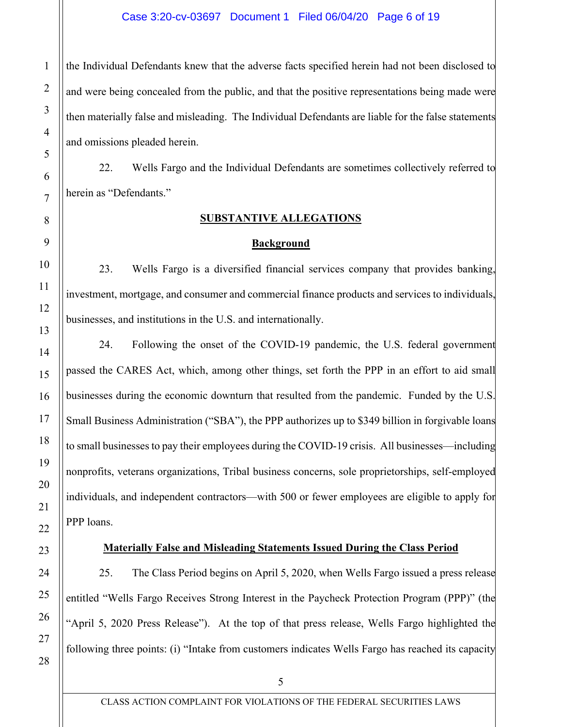the Individual Defendants knew that the adverse facts specified herein had not been disclosed to and were being concealed from the public, and that the positive representations being made were then materially false and misleading. The Individual Defendants are liable for the false statements and omissions pleaded herein.

22. Wells Fargo and the Individual Defendants are sometimes collectively referred to herein as "Defendants."

## SUBSTANTIVE ALLEGATIONS

### Background

23. Wells Fargo is a diversified financial services company that provides banking, investment, mortgage, and consumer and commercial finance products and services to individuals, businesses, and institutions in the U.S. and internationally.

24. Following the onset of the COVID-19 pandemic, the U.S. federal government passed the CARES Act, which, among other things, set forth the PPP in an effort to aid small businesses during the economic downturn that resulted from the pandemic. Funded by the U.S. Small Business Administration ("SBA"), the PPP authorizes up to $349 billion in forgivable loans to small businesses to pay their employees during the COVID-19 crisis. All businesses—including nonprofits, veterans organizations, Tribal business concerns, sole proprietorships, self-employed individuals, and independent contractors—with 500 or fewer employees are eligible to apply for PPP loans.

### Materially False and Misleading Statements Issued During the Class Period

25. The Class Period begins on April 5, 2020, when Wells Fargo issued a press release entitled "Wells Fargo Receives Strong Interest in the Paycheck Protection Program (PPP)" (the "April 5, 2020 Press Release"). At the top of that press release, Wells Fargo highlighted the following three points: (i) "Intake from customers indicates Wells Fargo has reached its capacity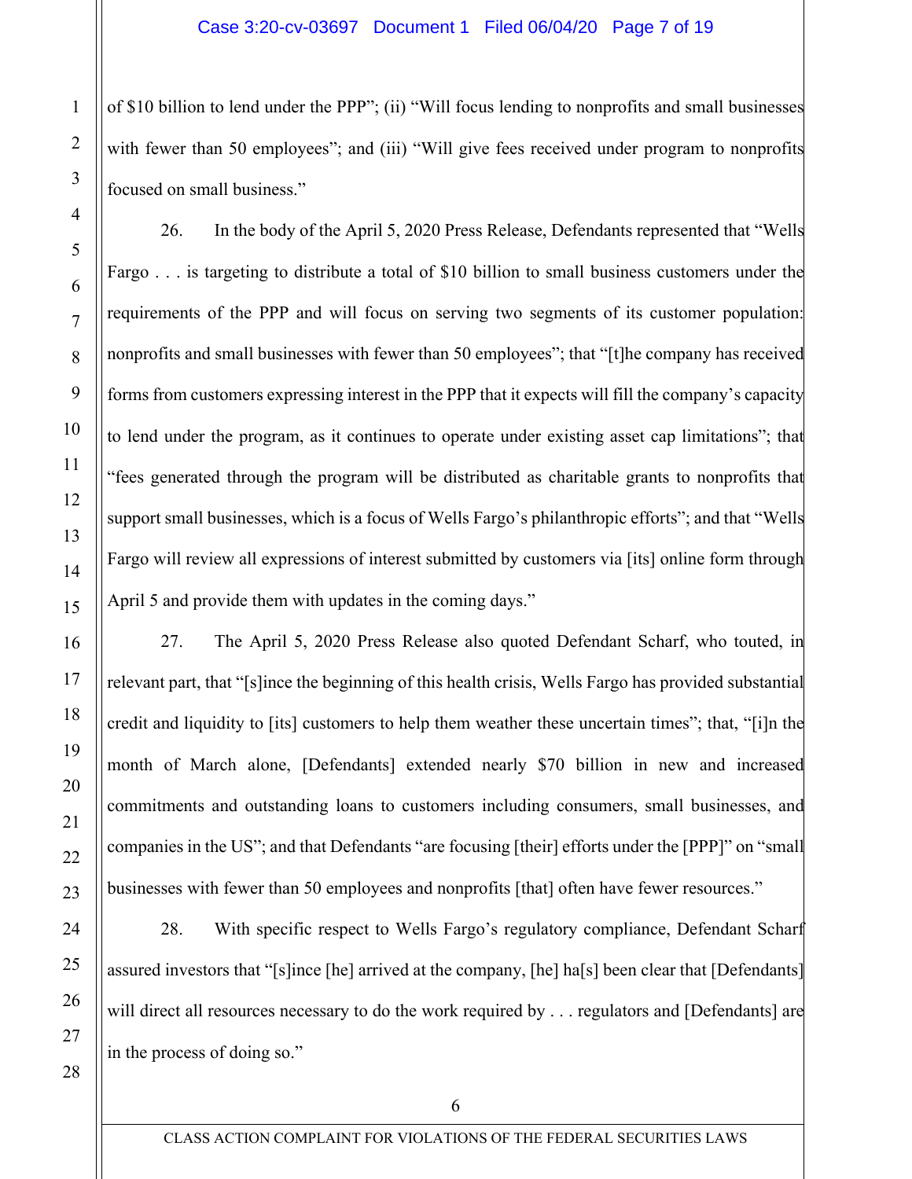of $10 billion to lend under the PPP"; (ii) "Will focus lending to nonprofits and small businesses with fewer than 50 employees"; and (iii) "Will give fees received under program to nonprofits focused on small business."

26. In the body of the April 5, 2020 Press Release, Defendants represented that "Wells Fargo . . . is targeting to distribute a total of $10 billion to small business customers under the requirements of the PPP and will focus on serving two segments of its customer population: nonprofits and small businesses with fewer than 50 employees"; that "[t]he company has received forms from customers expressing interest in the PPP that it expects will fill the company's capacity to lend under the program, as it continues to operate under existing asset cap limitations"; that "fees generated through the program will be distributed as charitable grants to nonprofits that support small businesses, which is a focus of Wells Fargo's philanthropic efforts"; and that "Wells Fargo will review all expressions of interest submitted by customers via [its] online form through April 5 and provide them with updates in the coming days."

27. The April 5, 2020 Press Release also quoted Defendant Scharf, who touted, in relevant part, that "[s]ince the beginning of this health crisis, Wells Fargo has provided substantial credit and liquidity to [its] customers to help them weather these uncertain times"; that, "[i]n the month of March alone, [Defendants] extended nearly $70 billion in new and increased commitments and outstanding loans to customers including consumers, small businesses, and companies in the US"; and that Defendants "are focusing [their] efforts under the [PPP]" on "small businesses with fewer than 50 employees and nonprofits [that] often have fewer resources."

28. With specific respect to Wells Fargo's regulatory compliance, Defendant Scharf assured investors that "[s]ince [he] arrived at the company, [he] ha[s] been clear that [Defendants] will direct all resources necessary to do the work required by . . . regulators and [Defendants] are in the process of doing so."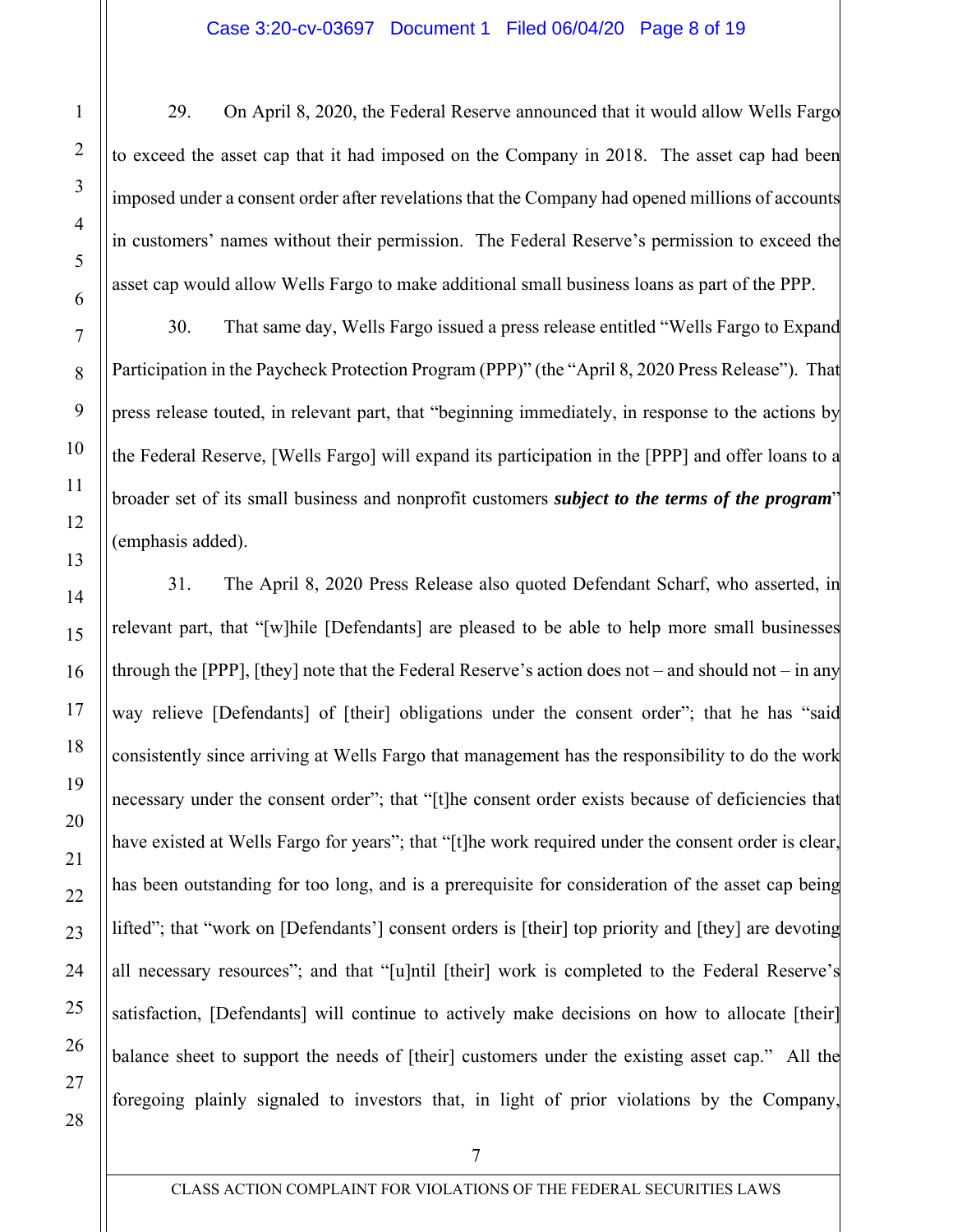29. On April 8, 2020, the Federal Reserve announced that it would allow Wells Fargo to exceed the asset cap that it had imposed on the Company in 2018. The asset cap had been imposed under a consent order after revelations that the Company had opened millions of accounts in customers' names without their permission. The Federal Reserve's permission to exceed the asset cap would allow Wells Fargo to make additional small business loans as part of the PPP.

30. That same day, Wells Fargo issued a press release entitled "Wells Fargo to Expand Participation in the Paycheck Protection Program (PPP)" (the "April 8, 2020 Press Release"). That press release touted, in relevant part, that "beginning immediately, in response to the actions by the Federal Reserve, [Wells Fargo] will expand its participation in the [PPP] and offer loans to a broader set of its small business and nonprofit customers ***subject to the terms of the program***" (emphasis added).

31. The April 8, 2020 Press Release also quoted Defendant Scharf, who asserted, in relevant part, that "[w]hile [Defendants] are pleased to be able to help more small businesses through the [PPP], [they] note that the Federal Reserve's action does not – and should not – in any way relieve [Defendants] of [their] obligations under the consent order"; that he has "said consistently since arriving at Wells Fargo that management has the responsibility to do the work necessary under the consent order"; that "[t]he consent order exists because of deficiencies that have existed at Wells Fargo for years"; that "[t]he work required under the consent order is clear, has been outstanding for too long, and is a prerequisite for consideration of the asset cap being lifted"; that "work on [Defendants'] consent orders is [their] top priority and [they] are devoting all necessary resources"; and that "[u]ntil [their] work is completed to the Federal Reserve's satisfaction, [Defendants] will continue to actively make decisions on how to allocate [their] balance sheet to support the needs of [their] customers under the existing asset cap." All the foregoing plainly signaled to investors that, in light of prior violations by the Company,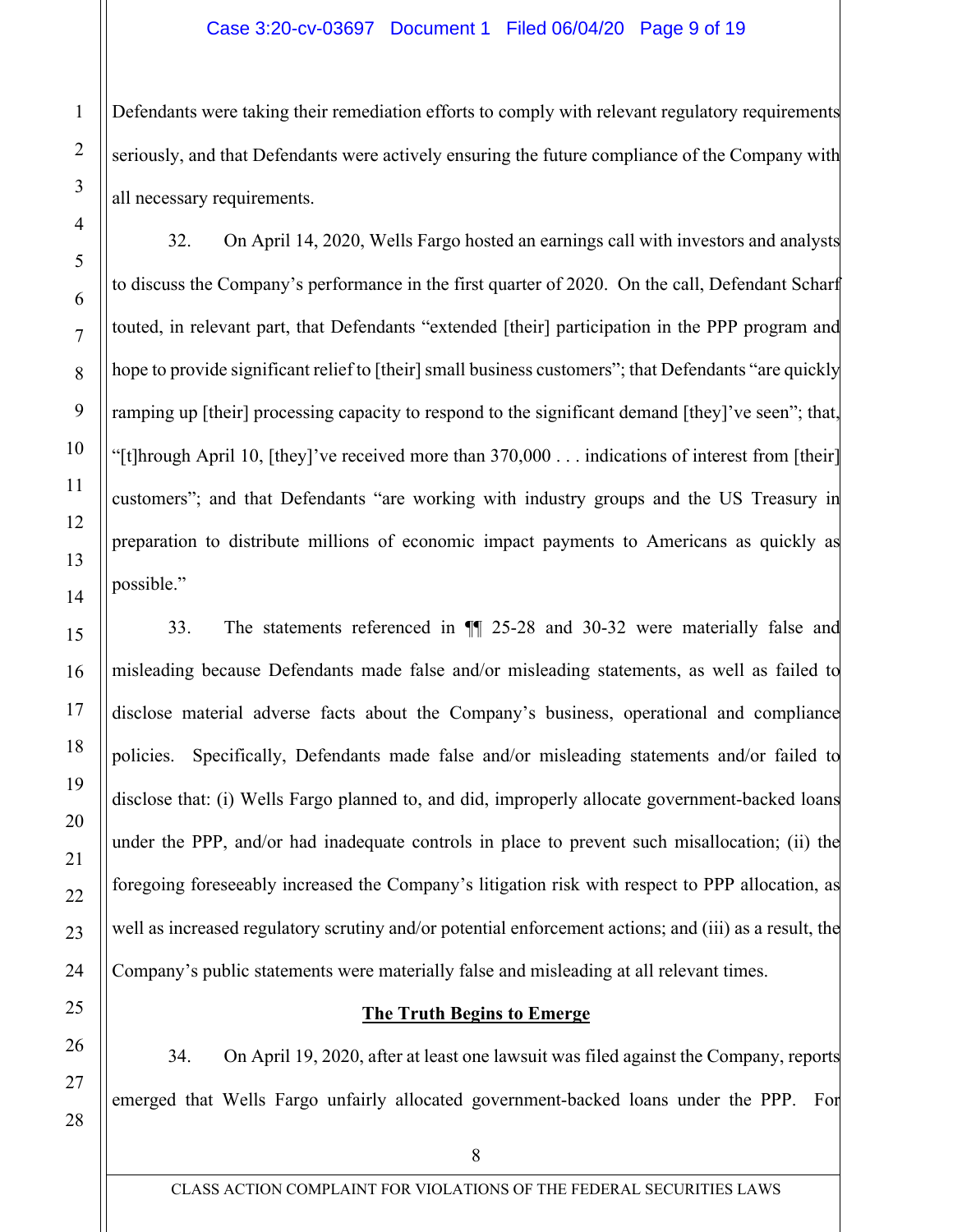Defendants were taking their remediation efforts to comply with relevant regulatory requirements seriously, and that Defendants were actively ensuring the future compliance of the Company with all necessary requirements.

32. On April 14, 2020, Wells Fargo hosted an earnings call with investors and analysts to discuss the Company's performance in the first quarter of 2020. On the call, Defendant Scharf touted, in relevant part, that Defendants "extended [their] participation in the PPP program and hope to provide significant relief to [their] small business customers"; that Defendants "are quickly ramping up [their] processing capacity to respond to the significant demand [they]'ve seen"; that, "[t]hrough April 10, [they]'ve received more than 370,000 . . . indications of interest from [their] customers"; and that Defendants "are working with industry groups and the US Treasury in preparation to distribute millions of economic impact payments to Americans as quickly as possible."

33. The statements referenced in ¶¶ 25-28 and 30-32 were materially false and misleading because Defendants made false and/or misleading statements, as well as failed to disclose material adverse facts about the Company's business, operational and compliance policies. Specifically, Defendants made false and/or misleading statements and/or failed to disclose that: (i) Wells Fargo planned to, and did, improperly allocate government-backed loans under the PPP, and/or had inadequate controls in place to prevent such misallocation; (ii) the foregoing foreseeably increased the Company's litigation risk with respect to PPP allocation, as well as increased regulatory scrutiny and/or potential enforcement actions; and (iii) as a result, the Company's public statements were materially false and misleading at all relevant times.

## The Truth Begins to Emerge

34. On April 19, 2020, after at least one lawsuit was filed against the Company, reports emerged that Wells Fargo unfairly allocated government-backed loans under the PPP. For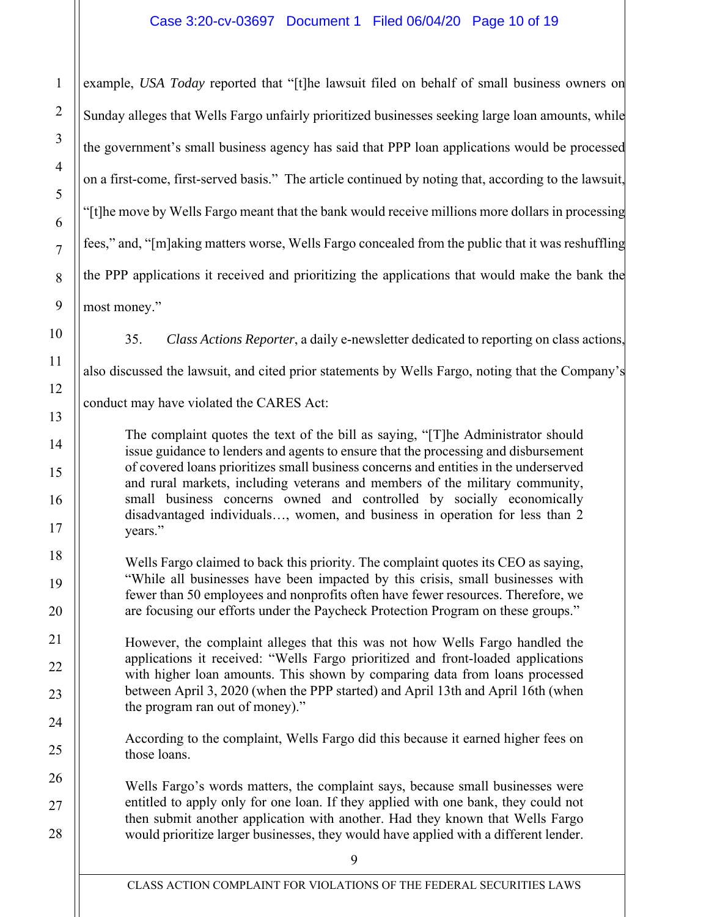example, *USA Today* reported that "[t]he lawsuit filed on behalf of small business owners on Sunday alleges that Wells Fargo unfairly prioritized businesses seeking large loan amounts, while the government's small business agency has said that PPP loan applications would be processed on a first-come, first-served basis." The article continued by noting that, according to the lawsuit, "[t]he move by Wells Fargo meant that the bank would receive millions more dollars in processing fees," and, "[m]aking matters worse, Wells Fargo concealed from the public that it was reshuffling the PPP applications it received and prioritizing the applications that would make the bank the most money."

35. *Class Actions Reporter*, a daily e-newsletter dedicated to reporting on class actions, also discussed the lawsuit, and cited prior statements by Wells Fargo, noting that the Company's conduct may have violated the CARES Act:

> The complaint quotes the text of the bill as saying, "[T]he Administrator should issue guidance to lenders and agents to ensure that the processing and disbursement of covered loans prioritizes small business concerns and entities in the underserved and rural markets, including veterans and members of the military community, small business concerns owned and controlled by socially economically disadvantaged individuals…, women, and business in operation for less than 2 years."
>
> Wells Fargo claimed to back this priority. The complaint quotes its CEO as saying, "While all businesses have been impacted by this crisis, small businesses with fewer than 50 employees and nonprofits often have fewer resources. Therefore, we are focusing our efforts under the Paycheck Protection Program on these groups."
>
> However, the complaint alleges that this was not how Wells Fargo handled the applications it received: "Wells Fargo prioritized and front-loaded applications with higher loan amounts. This shown by comparing data from loans processed between April 3, 2020 (when the PPP started) and April 13th and April 16th (when the program ran out of money)."
>
> According to the complaint, Wells Fargo did this because it earned higher fees on those loans.
>
> Wells Fargo's words matters, the complaint says, because small businesses were entitled to apply only for one loan. If they applied with one bank, they could not then submit another application with another. Had they known that Wells Fargo would prioritize larger businesses, they would have applied with a different lender.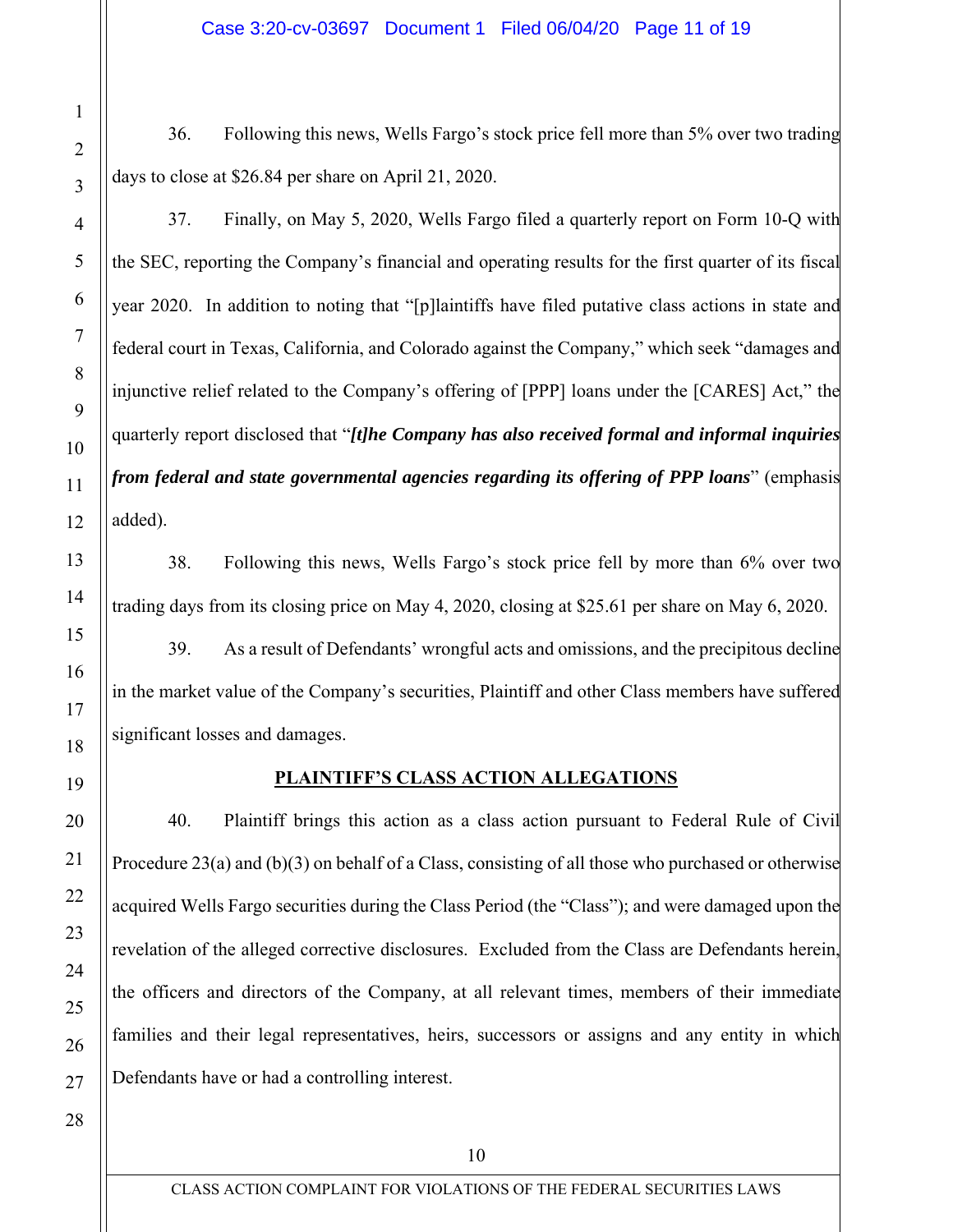36. Following this news, Wells Fargo's stock price fell more than 5% over two trading days to close at $26.84 per share on April 21, 2020.

37. Finally, on May 5, 2020, Wells Fargo filed a quarterly report on Form 10-Q with the SEC, reporting the Company's financial and operating results for the first quarter of its fiscal year 2020. In addition to noting that "[p]laintiffs have filed putative class actions in state and federal court in Texas, California, and Colorado against the Company," which seek "damages and injunctive relief related to the Company's offering of [PPP] loans under the [CARES] Act," the quarterly report disclosed that "***[t]he Company has also received formal and informal inquiries from federal and state governmental agencies regarding its offering of PPP loans***" (emphasis added).

38. Following this news, Wells Fargo's stock price fell by more than 6% over two trading days from its closing price on May 4, 2020, closing at $25.61 per share on May 6, 2020.

39. As a result of Defendants' wrongful acts and omissions, and the precipitous decline in the market value of the Company's securities, Plaintiff and other Class members have suffered significant losses and damages.

## PLAINTIFF'S CLASS ACTION ALLEGATIONS

40. Plaintiff brings this action as a class action pursuant to Federal Rule of Civil Procedure 23(a) and (b)(3) on behalf of a Class, consisting of all those who purchased or otherwise acquired Wells Fargo securities during the Class Period (the "Class"); and were damaged upon the revelation of the alleged corrective disclosures. Excluded from the Class are Defendants herein, the officers and directors of the Company, at all relevant times, members of their immediate families and their legal representatives, heirs, successors or assigns and any entity in which Defendants have or had a controlling interest.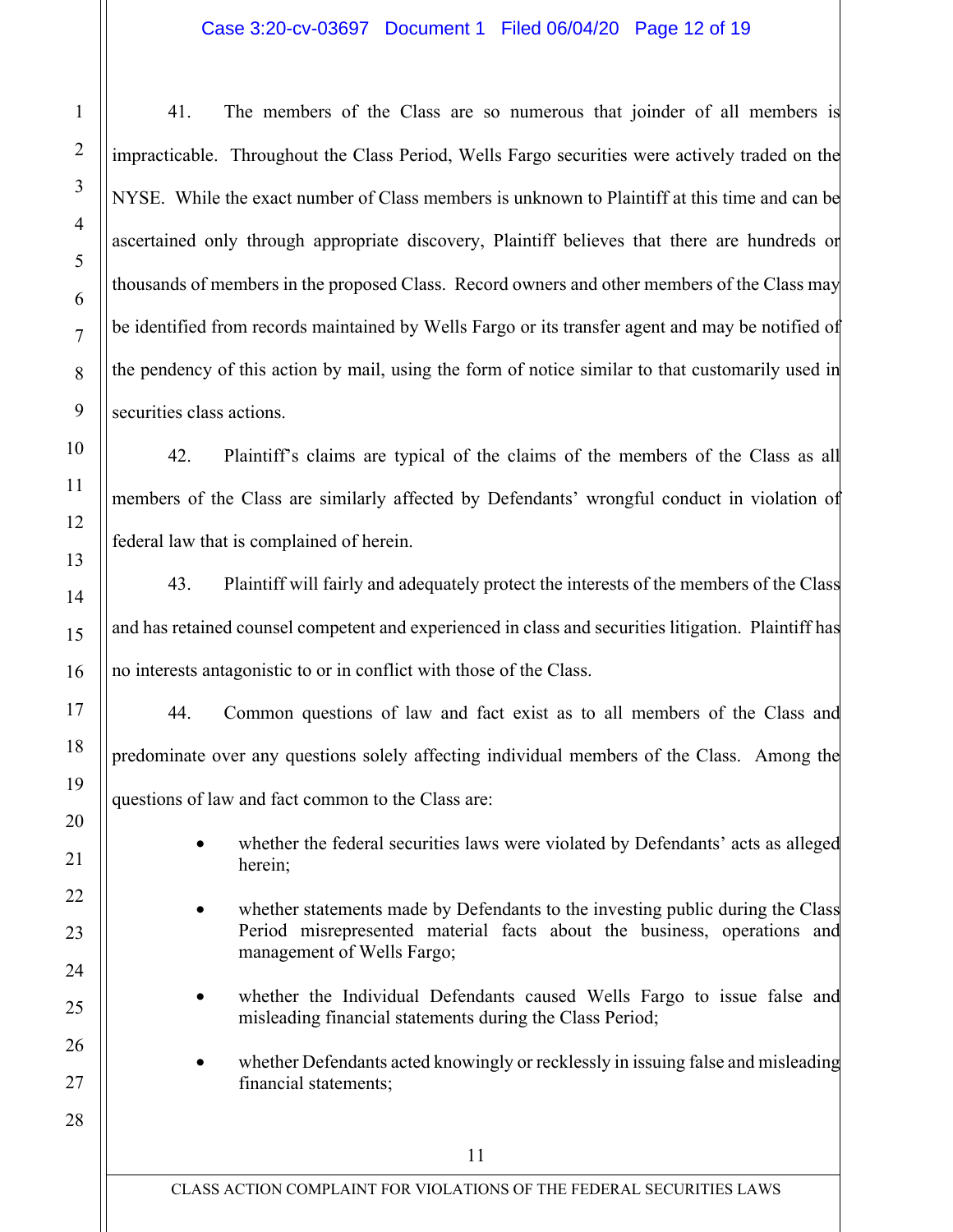41. The members of the Class are so numerous that joinder of all members is impracticable. Throughout the Class Period, Wells Fargo securities were actively traded on the NYSE. While the exact number of Class members is unknown to Plaintiff at this time and can be ascertained only through appropriate discovery, Plaintiff believes that there are hundreds or thousands of members in the proposed Class. Record owners and other members of the Class may be identified from records maintained by Wells Fargo or its transfer agent and may be notified of the pendency of this action by mail, using the form of notice similar to that customarily used in securities class actions.

42. Plaintiff's claims are typical of the claims of the members of the Class as all members of the Class are similarly affected by Defendants' wrongful conduct in violation of federal law that is complained of herein.

43. Plaintiff will fairly and adequately protect the interests of the members of the Class and has retained counsel competent and experienced in class and securities litigation. Plaintiff has no interests antagonistic to or in conflict with those of the Class.

44. Common questions of law and fact exist as to all members of the Class and predominate over any questions solely affecting individual members of the Class. Among the questions of law and fact common to the Class are:

- whether the federal securities laws were violated by Defendants' acts as alleged herein;
- whether statements made by Defendants to the investing public during the Class Period misrepresented material facts about the business, operations and management of Wells Fargo;
- whether the Individual Defendants caused Wells Fargo to issue false and misleading financial statements during the Class Period;
- whether Defendants acted knowingly or recklessly in issuing false and misleading financial statements;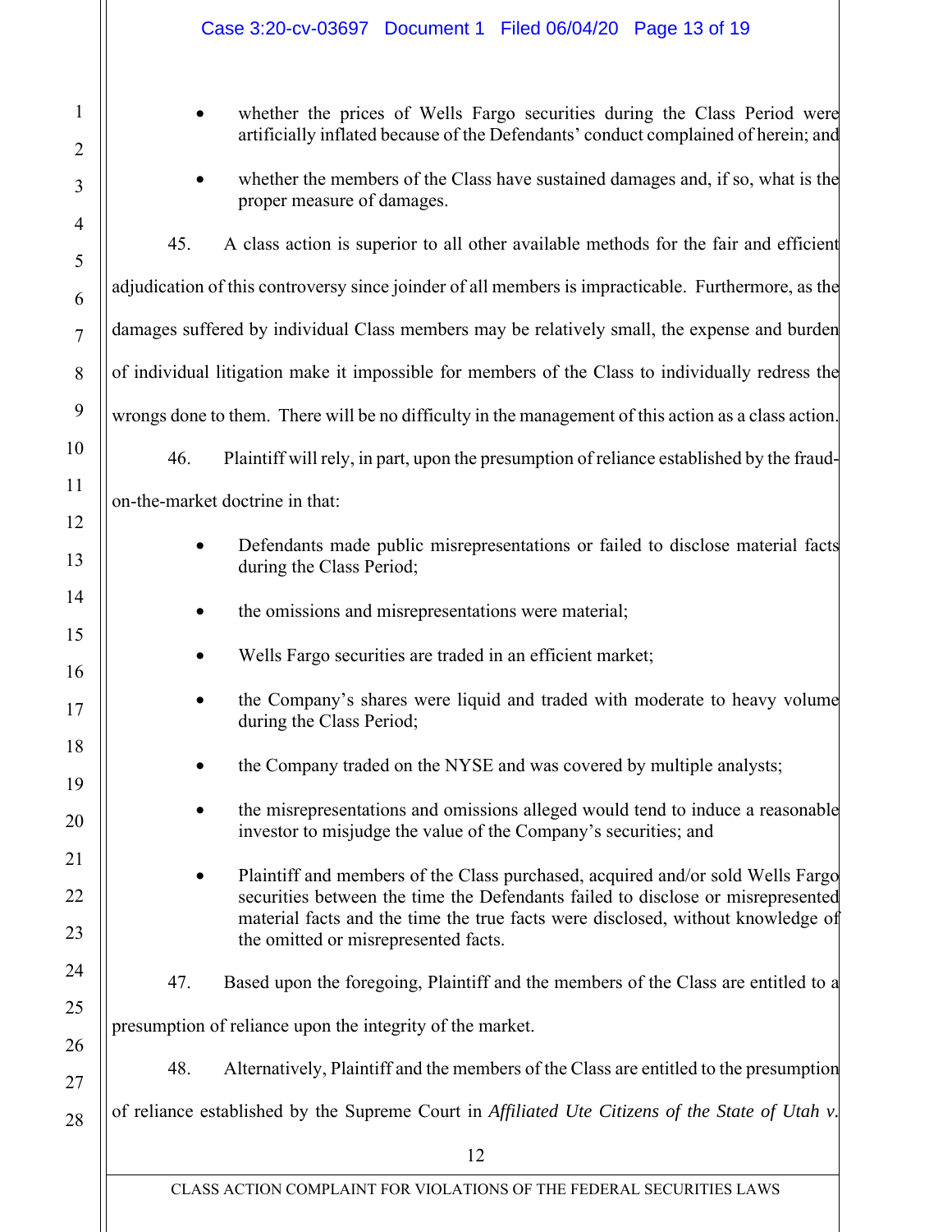- whether the prices of Wells Fargo securities during the Class Period were artificially inflated because of the Defendants' conduct complained of herein; and

- whether the members of the Class have sustained damages and, if so, what is the proper measure of damages.

45. A class action is superior to all other available methods for the fair and efficient adjudication of this controversy since joinder of all members is impracticable. Furthermore, as the damages suffered by individual Class members may be relatively small, the expense and burden of individual litigation make it impossible for members of the Class to individually redress the wrongs done to them. There will be no difficulty in the management of this action as a class action.

46. Plaintiff will rely, in part, upon the presumption of reliance established by the fraud-on-the-market doctrine in that:

- Defendants made public misrepresentations or failed to disclose material facts during the Class Period;

- the omissions and misrepresentations were material;

- Wells Fargo securities are traded in an efficient market;

- the Company's shares were liquid and traded with moderate to heavy volume during the Class Period;

- the Company traded on the NYSE and was covered by multiple analysts;

- the misrepresentations and omissions alleged would tend to induce a reasonable investor to misjudge the value of the Company's securities; and

- Plaintiff and members of the Class purchased, acquired and/or sold Wells Fargo securities between the time the Defendants failed to disclose or misrepresented material facts and the time the true facts were disclosed, without knowledge of the omitted or misrepresented facts.

47. Based upon the foregoing, Plaintiff and the members of the Class are entitled to a presumption of reliance upon the integrity of the market.

48. Alternatively, Plaintiff and the members of the Class are entitled to the presumption of reliance established by the Supreme Court in *Affiliated Ute Citizens of the State of Utah v.*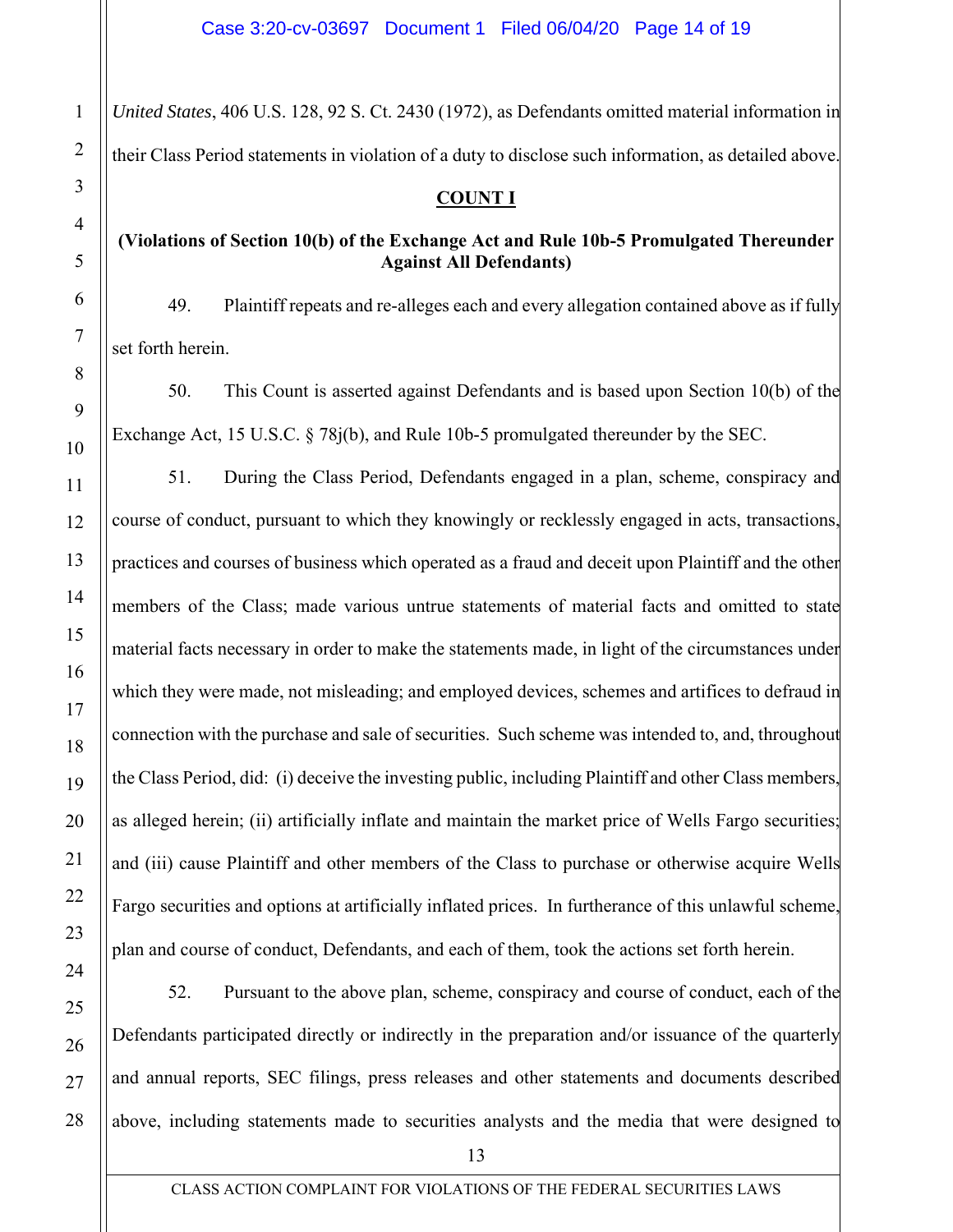*United States*, 406 U.S. 128, 92 S. Ct. 2430 (1972), as Defendants omitted material information in their Class Period statements in violation of a duty to disclose such information, as detailed above.

**COUNT I**

**(Violations of Section 10(b) of the Exchange Act and Rule 10b-5 Promulgated Thereunder Against All Defendants)**

49. Plaintiff repeats and re-alleges each and every allegation contained above as if fully set forth herein.

50. This Count is asserted against Defendants and is based upon Section 10(b) of the Exchange Act, 15 U.S.C. § 78j(b), and Rule 10b-5 promulgated thereunder by the SEC.

51. During the Class Period, Defendants engaged in a plan, scheme, conspiracy and course of conduct, pursuant to which they knowingly or recklessly engaged in acts, transactions, practices and courses of business which operated as a fraud and deceit upon Plaintiff and the other members of the Class; made various untrue statements of material facts and omitted to state material facts necessary in order to make the statements made, in light of the circumstances under which they were made, not misleading; and employed devices, schemes and artifices to defraud in connection with the purchase and sale of securities. Such scheme was intended to, and, throughout the Class Period, did: (i) deceive the investing public, including Plaintiff and other Class members, as alleged herein; (ii) artificially inflate and maintain the market price of Wells Fargo securities; and (iii) cause Plaintiff and other members of the Class to purchase or otherwise acquire Wells Fargo securities and options at artificially inflated prices. In furtherance of this unlawful scheme, plan and course of conduct, Defendants, and each of them, took the actions set forth herein.

52. Pursuant to the above plan, scheme, conspiracy and course of conduct, each of the Defendants participated directly or indirectly in the preparation and/or issuance of the quarterly and annual reports, SEC filings, press releases and other statements and documents described above, including statements made to securities analysts and the media that were designed to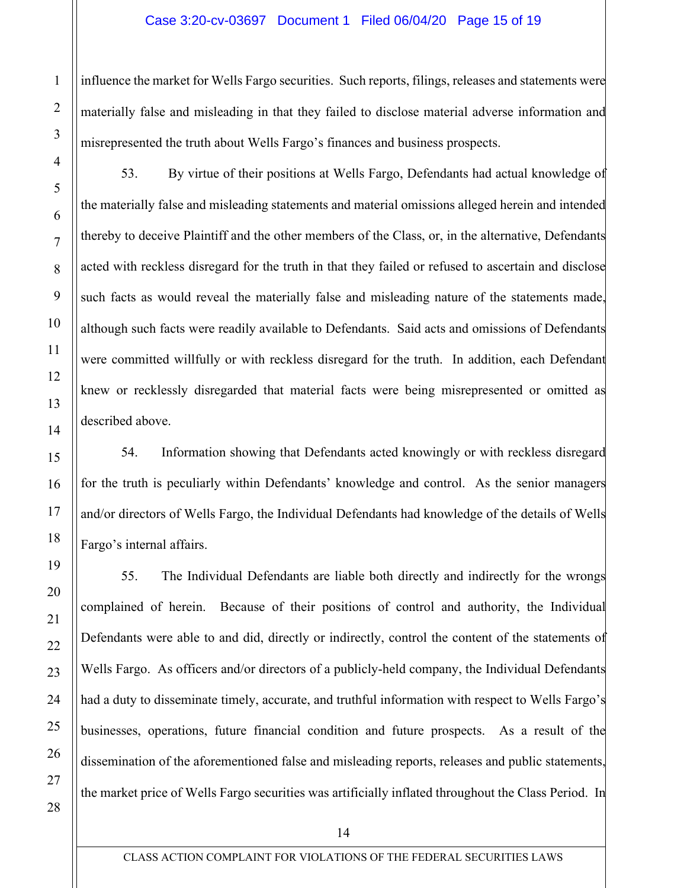influence the market for Wells Fargo securities. Such reports, filings, releases and statements were materially false and misleading in that they failed to disclose material adverse information and misrepresented the truth about Wells Fargo's finances and business prospects.

53. By virtue of their positions at Wells Fargo, Defendants had actual knowledge of the materially false and misleading statements and material omissions alleged herein and intended thereby to deceive Plaintiff and the other members of the Class, or, in the alternative, Defendants acted with reckless disregard for the truth in that they failed or refused to ascertain and disclose such facts as would reveal the materially false and misleading nature of the statements made, although such facts were readily available to Defendants. Said acts and omissions of Defendants were committed willfully or with reckless disregard for the truth. In addition, each Defendant knew or recklessly disregarded that material facts were being misrepresented or omitted as described above.

54. Information showing that Defendants acted knowingly or with reckless disregard for the truth is peculiarly within Defendants' knowledge and control. As the senior managers and/or directors of Wells Fargo, the Individual Defendants had knowledge of the details of Wells Fargo's internal affairs.

55. The Individual Defendants are liable both directly and indirectly for the wrongs complained of herein. Because of their positions of control and authority, the Individual Defendants were able to and did, directly or indirectly, control the content of the statements of Wells Fargo. As officers and/or directors of a publicly-held company, the Individual Defendants had a duty to disseminate timely, accurate, and truthful information with respect to Wells Fargo's businesses, operations, future financial condition and future prospects. As a result of the dissemination of the aforementioned false and misleading reports, releases and public statements, the market price of Wells Fargo securities was artificially inflated throughout the Class Period. In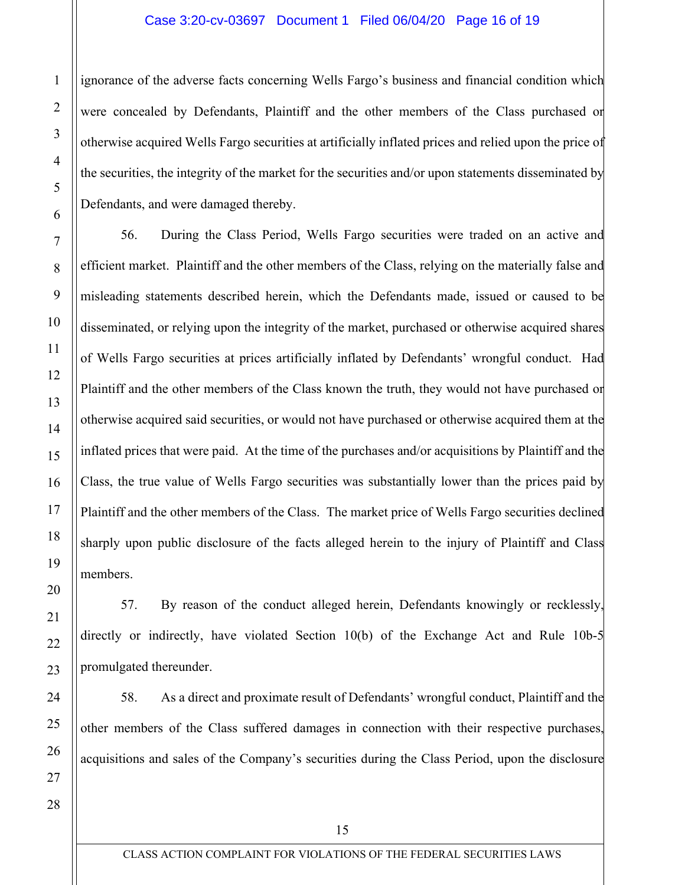ignorance of the adverse facts concerning Wells Fargo's business and financial condition which were concealed by Defendants, Plaintiff and the other members of the Class purchased or otherwise acquired Wells Fargo securities at artificially inflated prices and relied upon the price of the securities, the integrity of the market for the securities and/or upon statements disseminated by Defendants, and were damaged thereby.

56. During the Class Period, Wells Fargo securities were traded on an active and efficient market. Plaintiff and the other members of the Class, relying on the materially false and misleading statements described herein, which the Defendants made, issued or caused to be disseminated, or relying upon the integrity of the market, purchased or otherwise acquired shares of Wells Fargo securities at prices artificially inflated by Defendants' wrongful conduct. Had Plaintiff and the other members of the Class known the truth, they would not have purchased or otherwise acquired said securities, or would not have purchased or otherwise acquired them at the inflated prices that were paid. At the time of the purchases and/or acquisitions by Plaintiff and the Class, the true value of Wells Fargo securities was substantially lower than the prices paid by Plaintiff and the other members of the Class. The market price of Wells Fargo securities declined sharply upon public disclosure of the facts alleged herein to the injury of Plaintiff and Class members.

57. By reason of the conduct alleged herein, Defendants knowingly or recklessly, directly or indirectly, have violated Section 10(b) of the Exchange Act and Rule 10b-5 promulgated thereunder.

58. As a direct and proximate result of Defendants' wrongful conduct, Plaintiff and the other members of the Class suffered damages in connection with their respective purchases, acquisitions and sales of the Company's securities during the Class Period, upon the disclosure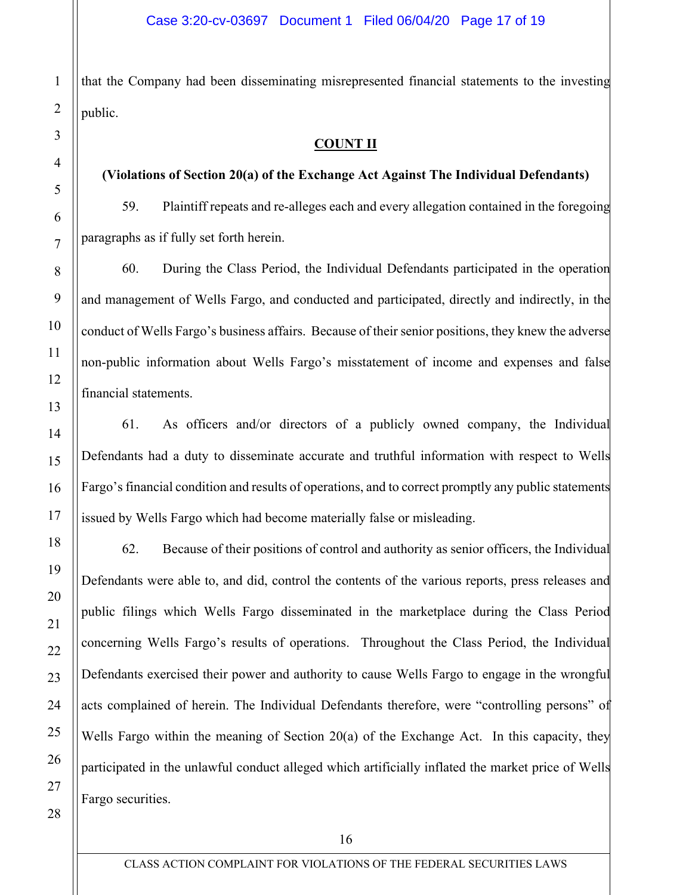that the Company had been disseminating misrepresented financial statements to the investing public.

**COUNT II**

**(Violations of Section 20(a) of the Exchange Act Against The Individual Defendants)**

59. Plaintiff repeats and re-alleges each and every allegation contained in the foregoing paragraphs as if fully set forth herein.

60. During the Class Period, the Individual Defendants participated in the operation and management of Wells Fargo, and conducted and participated, directly and indirectly, in the conduct of Wells Fargo's business affairs. Because of their senior positions, they knew the adverse non-public information about Wells Fargo's misstatement of income and expenses and false financial statements.

61. As officers and/or directors of a publicly owned company, the Individual Defendants had a duty to disseminate accurate and truthful information with respect to Wells Fargo's financial condition and results of operations, and to correct promptly any public statements issued by Wells Fargo which had become materially false or misleading.

62. Because of their positions of control and authority as senior officers, the Individual Defendants were able to, and did, control the contents of the various reports, press releases and public filings which Wells Fargo disseminated in the marketplace during the Class Period concerning Wells Fargo's results of operations. Throughout the Class Period, the Individual Defendants exercised their power and authority to cause Wells Fargo to engage in the wrongful acts complained of herein. The Individual Defendants therefore, were "controlling persons" of Wells Fargo within the meaning of Section 20(a) of the Exchange Act. In this capacity, they participated in the unlawful conduct alleged which artificially inflated the market price of Wells Fargo securities.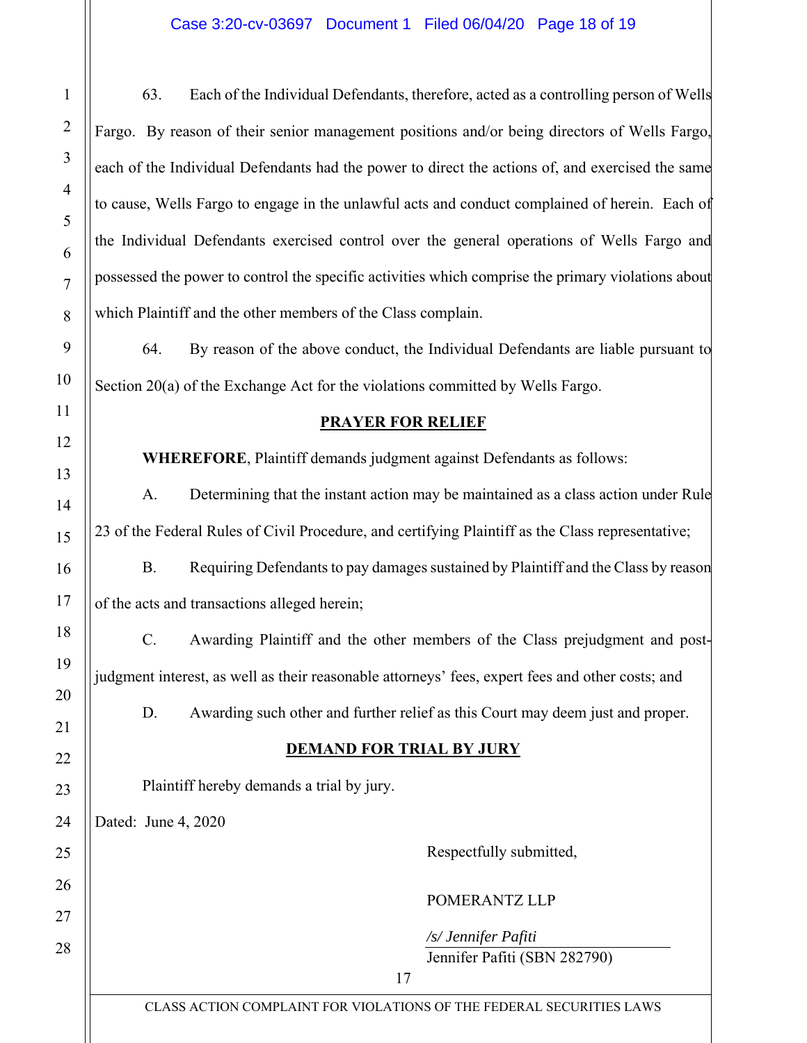63. Each of the Individual Defendants, therefore, acted as a controlling person of Wells Fargo. By reason of their senior management positions and/or being directors of Wells Fargo, each of the Individual Defendants had the power to direct the actions of, and exercised the same to cause, Wells Fargo to engage in the unlawful acts and conduct complained of herein. Each of the Individual Defendants exercised control over the general operations of Wells Fargo and possessed the power to control the specific activities which comprise the primary violations about which Plaintiff and the other members of the Class complain.

64. By reason of the above conduct, the Individual Defendants are liable pursuant to Section 20(a) of the Exchange Act for the violations committed by Wells Fargo.

## PRAYER FOR RELIEF

**WHEREFORE**, Plaintiff demands judgment against Defendants as follows:

A. Determining that the instant action may be maintained as a class action under Rule 23 of the Federal Rules of Civil Procedure, and certifying Plaintiff as the Class representative;

B. Requiring Defendants to pay damages sustained by Plaintiff and the Class by reason of the acts and transactions alleged herein;

C. Awarding Plaintiff and the other members of the Class prejudgment and post-judgment interest, as well as their reasonable attorneys' fees, expert fees and other costs; and

D. Awarding such other and further relief as this Court may deem just and proper.

## DEMAND FOR TRIAL BY JURY

Plaintiff hereby demands a trial by jury.

Dated: June 4, 2020

Respectfully submitted,

POMERANTZ LLP

*/s/ Jennifer Pafiti*

Jennifer Pafiti (SBN 282790)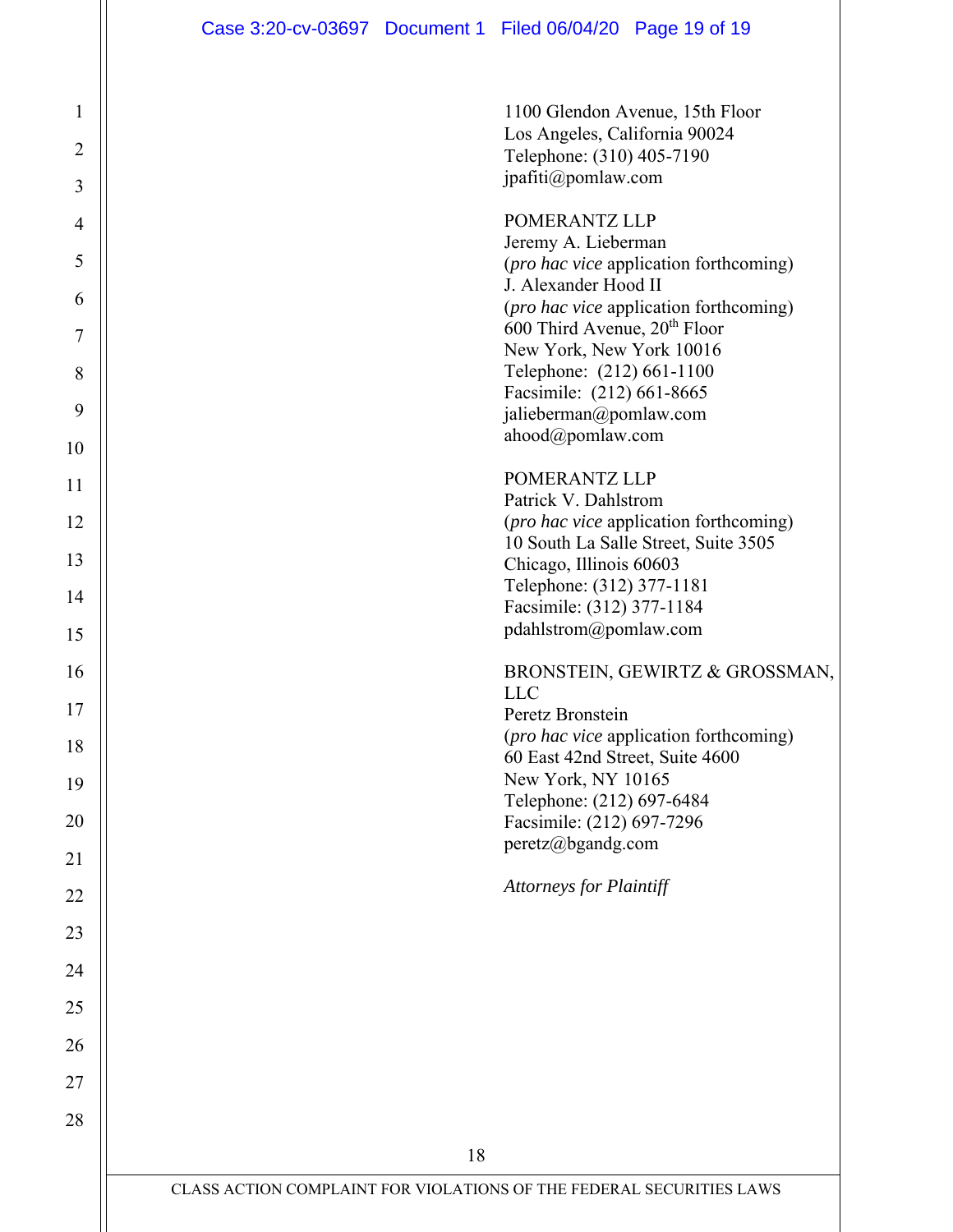1100 Glendon Avenue, 15th Floor
Los Angeles, California 90024
Telephone: (310) 405-7190
jpafiti@pomlaw.com

POMERANTZ LLP
Jeremy A. Lieberman
(*pro hac vice* application forthcoming)
J. Alexander Hood II
(*pro hac vice* application forthcoming)
600 Third Avenue, 20th Floor
New York, New York 10016
Telephone: (212) 661-1100
Facsimile: (212) 661-8665
jalieberman@pomlaw.com
ahood@pomlaw.com

POMERANTZ LLP
Patrick V. Dahlstrom
(*pro hac vice* application forthcoming)
10 South La Salle Street, Suite 3505
Chicago, Illinois 60603
Telephone: (312) 377-1181
Facsimile: (312) 377-1184
pdahlstrom@pomlaw.com

BRONSTEIN, GEWIRTZ & GROSSMAN, LLC
Peretz Bronstein
(*pro hac vice* application forthcoming)
60 East 42nd Street, Suite 4600
New York, NY 10165
Telephone: (212) 697-6484
Facsimile: (212) 697-7296
peretz@bgandg.com

*Attorneys for Plaintiff*